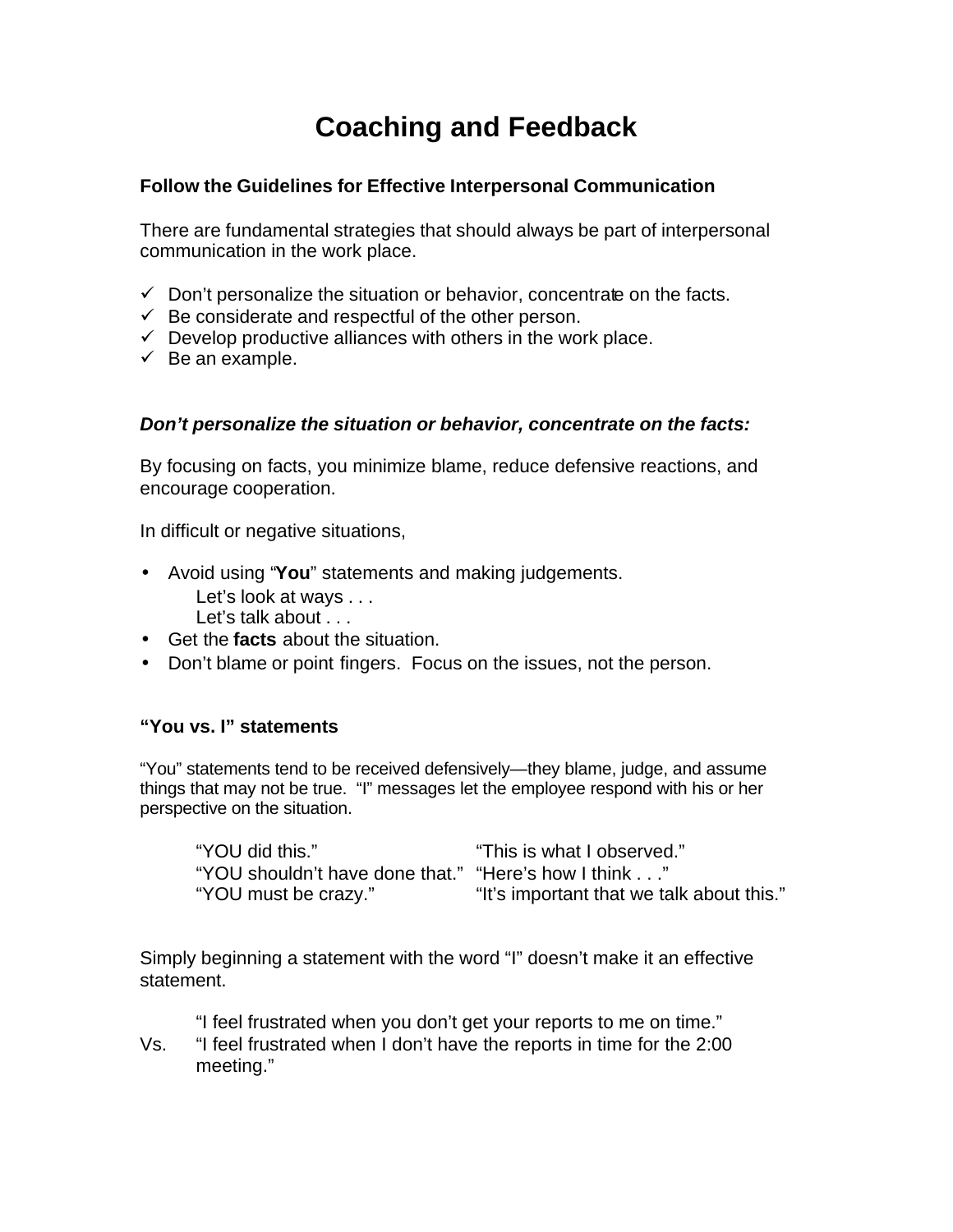# Coaching and Feedback

**Follow the Guidelines for Effective Interpersonal Communication**

There are fundamental strategies that should always be part of interpersonal communication in the work place.

- ✓ Don't personalize the situation or behavior, concentrate on the facts.
- ✓ Be considerate and respectful of the other person.
- ✓ Develop productive alliances with others in the work place.
- ✓ Be an example.

***Don't personalize the situation or behavior, concentrate on the facts:***

By focusing on facts, you minimize blame, reduce defensive reactions, and encourage cooperation.

In difficult or negative situations,

- Avoid using "**You**" statements and making judgements.
  - Let's look at ways . . .
  - Let's talk about . . .
- Get the **facts** about the situation.
- Don't blame or point fingers. Focus on the issues, not the person.

**"You vs. I" statements**

"You" statements tend to be received defensively—they blame, judge, and assume things that may not be true. "I" messages let the employee respond with his or her perspective on the situation.

| | |
|---|---|
| "YOU did this." | "This is what I observed." |
| "YOU shouldn't have done that." | "Here's how I think . . ." |
| "YOU must be crazy." | "It's important that we talk about this." |

Simply beginning a statement with the word "I" doesn't make it an effective statement.

"I feel frustrated when you don't get your reports to me on time."

Vs. "I feel frustrated when I don't have the reports in time for the 2:00 meeting."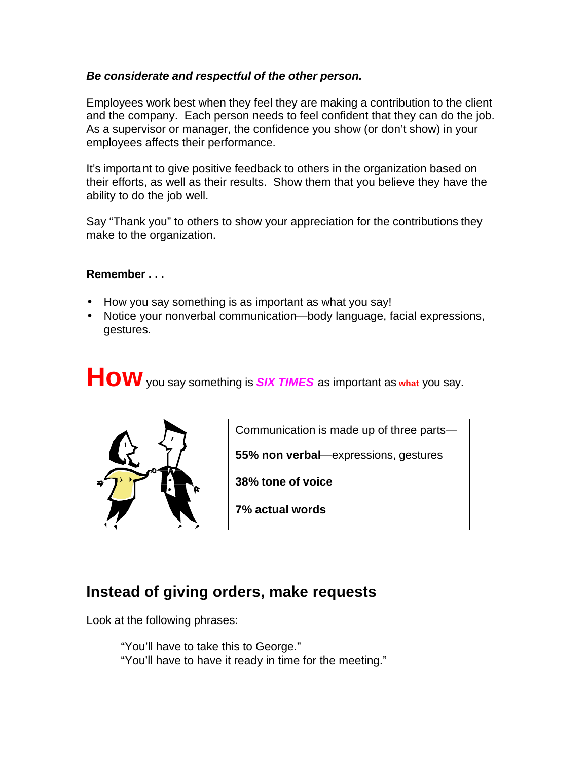***Be considerate and respectful of the other person.***

Employees work best when they feel they are making a contribution to the client and the company. Each person needs to feel confident that they can do the job. As a supervisor or manager, the confidence you show (or don't show) in your employees affects their performance.

It's important to give positive feedback to others in the organization based on their efforts, as well as their results. Show them that you believe they have the ability to do the job well.

Say "Thank you" to others to show your appreciation for the contributions they make to the organization.

**Remember . . .**

- How you say something is as important as what you say!
- Notice your nonverbal communication—body language, facial expressions, gestures.

**How** you say something is ***SIX TIMES*** as important as **what** you say.

Communication is made up of three parts—

**55% non verbal**—expressions, gestures

**38% tone of voice**

**7% actual words**

## Instead of giving orders, make requests

Look at the following phrases:

> "You'll have to take this to George."
> "You'll have to have it ready in time for the meeting."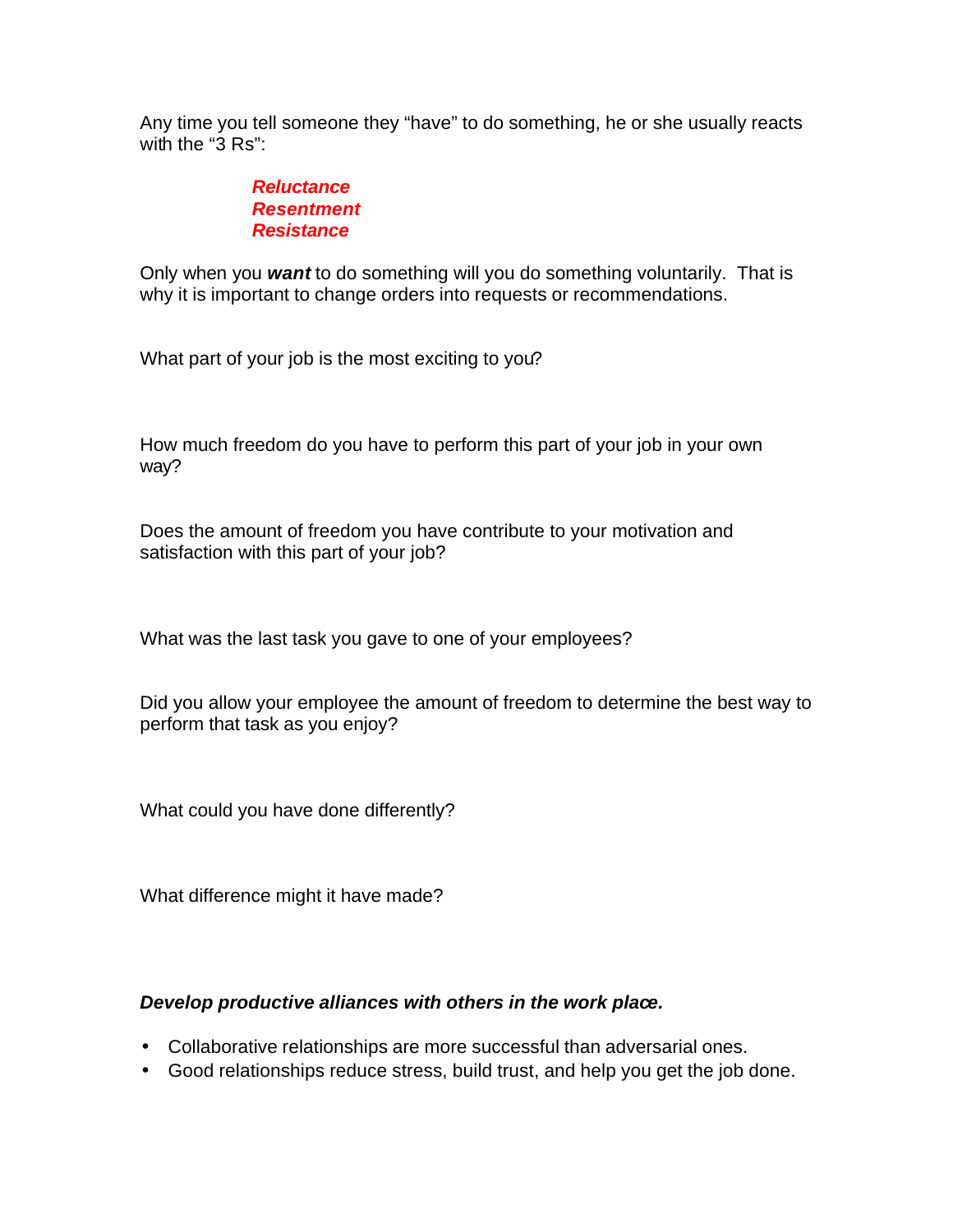Any time you tell someone they "have" to do something, he or she usually reacts with the "3 Rs":

***Reluctance***
***Resentment***
***Resistance***

Only when you ***want*** to do something will you do something voluntarily. That is why it is important to change orders into requests or recommendations.

What part of your job is the most exciting to you?

How much freedom do you have to perform this part of your job in your own way?

Does the amount of freedom you have contribute to your motivation and satisfaction with this part of your job?

What was the last task you gave to one of your employees?

Did you allow your employee the amount of freedom to determine the best way to perform that task as you enjoy?

What could you have done differently?

What difference might it have made?

***Develop productive alliances with others in the work place.***

- Collaborative relationships are more successful than adversarial ones.
- Good relationships reduce stress, build trust, and help you get the job done.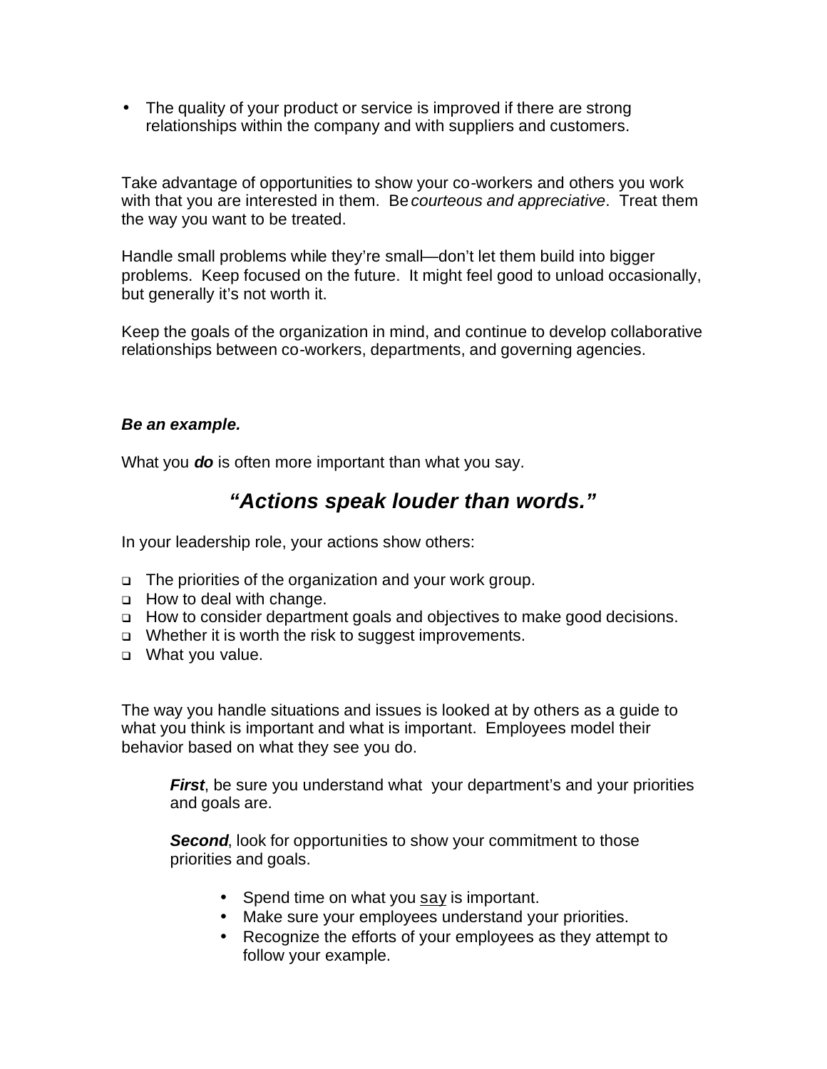- The quality of your product or service is improved if there are strong relationships within the company and with suppliers and customers.

Take advantage of opportunities to show your co-workers and others you work with that you are interested in them. Be *courteous and appreciative*. Treat them the way you want to be treated.

Handle small problems while they're small—don't let them build into bigger problems. Keep focused on the future. It might feel good to unload occasionally, but generally it's not worth it.

Keep the goals of the organization in mind, and continue to develop collaborative relationships between co-workers, departments, and governing agencies.

***Be an example.***

What you ***do*** is often more important than what you say.

## ***"Actions speak louder than words."***

In your leadership role, your actions show others:

- The priorities of the organization and your work group.
- How to deal with change.
- How to consider department goals and objectives to make good decisions.
- Whether it is worth the risk to suggest improvements.
- What you value.

The way you handle situations and issues is looked at by others as a guide to what you think is important and what is important. Employees model their behavior based on what they see you do.

> ***First***, be sure you understand what your department's and your priorities and goals are.
>
> ***Second***, look for opportunities to show your commitment to those priorities and goals.
>
> - Spend time on what you <u>say</u> is important.
> - Make sure your employees understand your priorities.
> - Recognize the efforts of your employees as they attempt to follow your example.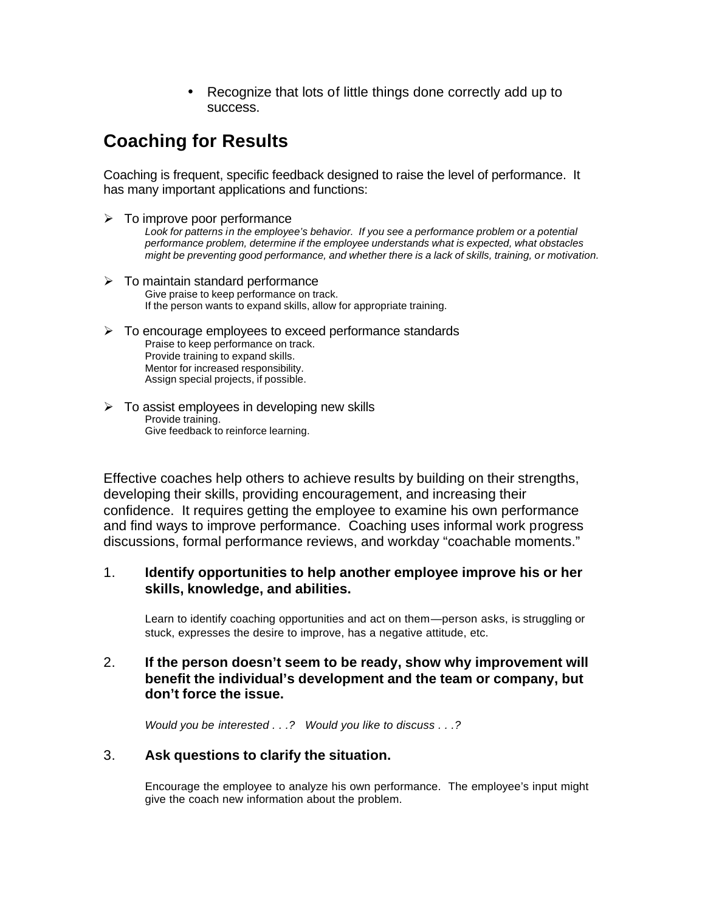- Recognize that lots of little things done correctly add up to success.

## Coaching for Results

Coaching is frequent, specific feedback designed to raise the level of performance. It has many important applications and functions:

- To improve poor performance
  *Look for patterns in the employee's behavior. If you see a performance problem or a potential performance problem, determine if the employee understands what is expected, what obstacles might be preventing good performance, and whether there is a lack of skills, training, or motivation.*

- To maintain standard performance
  Give praise to keep performance on track.
  If the person wants to expand skills, allow for appropriate training.

- To encourage employees to exceed performance standards
  Praise to keep performance on track.
  Provide training to expand skills.
  Mentor for increased responsibility.
  Assign special projects, if possible.

- To assist employees in developing new skills
  Provide training.
  Give feedback to reinforce learning.

Effective coaches help others to achieve results by building on their strengths, developing their skills, providing encouragement, and increasing their confidence. It requires getting the employee to examine his own performance and find ways to improve performance. Coaching uses informal work progress discussions, formal performance reviews, and workday "coachable moments."

1. **Identify opportunities to help another employee improve his or her skills, knowledge, and abilities.**

   Learn to identify coaching opportunities and act on them—person asks, is struggling or stuck, expresses the desire to improve, has a negative attitude, etc.

2. **If the person doesn't seem to be ready, show why improvement will benefit the individual's development and the team or company, but don't force the issue.**

   *Would you be interested . . .? Would you like to discuss . . .?*

3. **Ask questions to clarify the situation.**

   Encourage the employee to analyze his own performance. The employee's input might give the coach new information about the problem.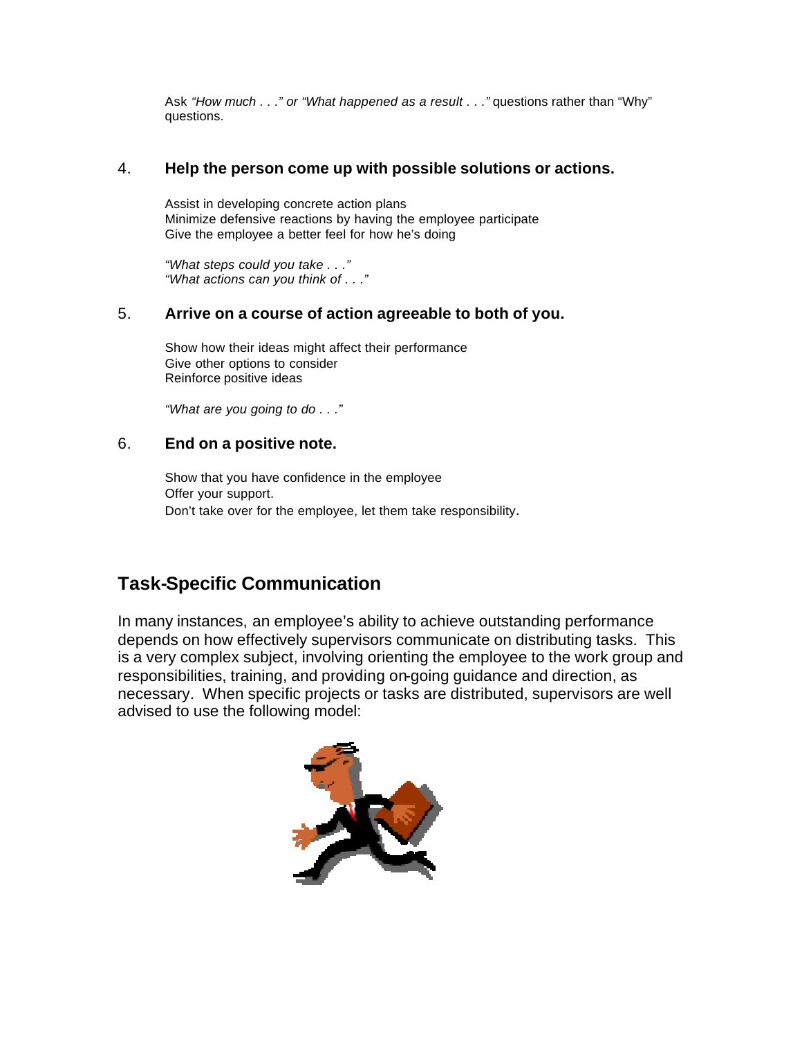Ask *"How much . . ." or "What happened as a result . . ."* questions rather than "Why" questions.

4. **Help the person come up with possible solutions or actions.**

   Assist in developing concrete action plans
   Minimize defensive reactions by having the employee participate
   Give the employee a better feel for how he's doing

   *"What steps could you take . . ."*
   *"What actions can you think of . . ."*

5. **Arrive on a course of action agreeable to both of you.**

   Show how their ideas might affect their performance
   Give other options to consider
   Reinforce positive ideas

   *"What are you going to do . . ."*

6. **End on a positive note.**

   Show that you have confidence in the employee
   Offer your support.
   Don't take over for the employee, let them take responsibility.

## Task-Specific Communication

In many instances, an employee's ability to achieve outstanding performance depends on how effectively supervisors communicate on distributing tasks. This is a very complex subject, involving orienting the employee to the work group and responsibilities, training, and providing on-going guidance and direction, as necessary. When specific projects or tasks are distributed, supervisors are well advised to use the following model: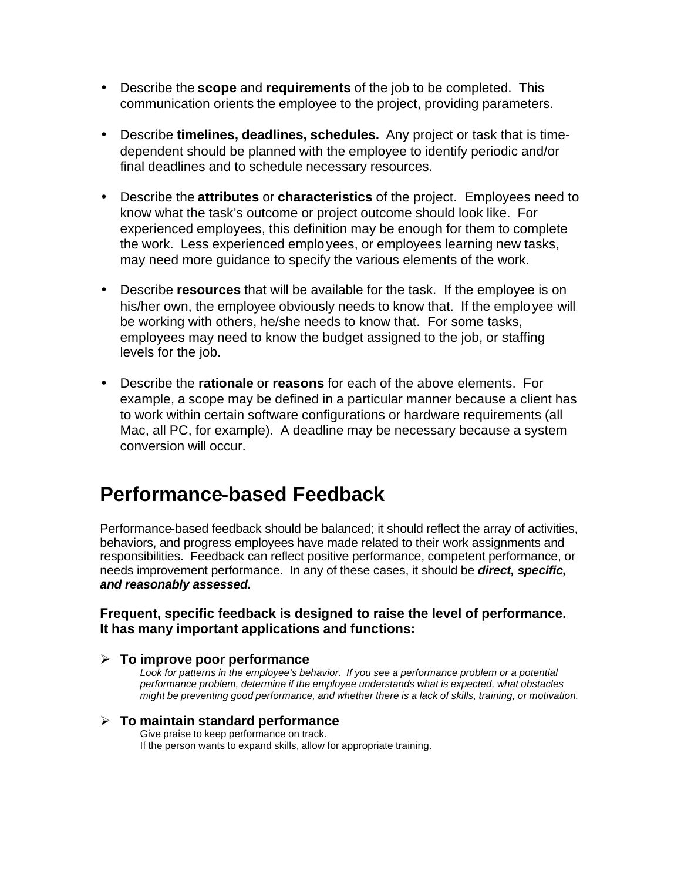- Describe the **scope** and **requirements** of the job to be completed. This communication orients the employee to the project, providing parameters.

- Describe **timelines, deadlines, schedules.** Any project or task that is time-dependent should be planned with the employee to identify periodic and/or final deadlines and to schedule necessary resources.

- Describe the **attributes** or **characteristics** of the project. Employees need to know what the task's outcome or project outcome should look like. For experienced employees, this definition may be enough for them to complete the work. Less experienced employees, or employees learning new tasks, may need more guidance to specify the various elements of the work.

- Describe **resources** that will be available for the task. If the employee is on his/her own, the employee obviously needs to know that. If the employee will be working with others, he/she needs to know that. For some tasks, employees may need to know the budget assigned to the job, or staffing levels for the job.

- Describe the **rationale** or **reasons** for each of the above elements. For example, a scope may be defined in a particular manner because a client has to work within certain software configurations or hardware requirements (all Mac, all PC, for example). A deadline may be necessary because a system conversion will occur.

## Performance-based Feedback

Performance-based feedback should be balanced; it should reflect the array of activities, behaviors, and progress employees have made related to their work assignments and responsibilities. Feedback can reflect positive performance, competent performance, or needs improvement performance. In any of these cases, it should be ***direct, specific, and reasonably assessed.***

**Frequent, specific feedback is designed to raise the level of performance. It has many important applications and functions:**

- **To improve poor performance**
  *Look for patterns in the employee's behavior. If you see a performance problem or a potential performance problem, determine if the employee understands what is expected, what obstacles might be preventing good performance, and whether there is a lack of skills, training, or motivation.*

- **To maintain standard performance**
  Give praise to keep performance on track.
  If the person wants to expand skills, allow for appropriate training.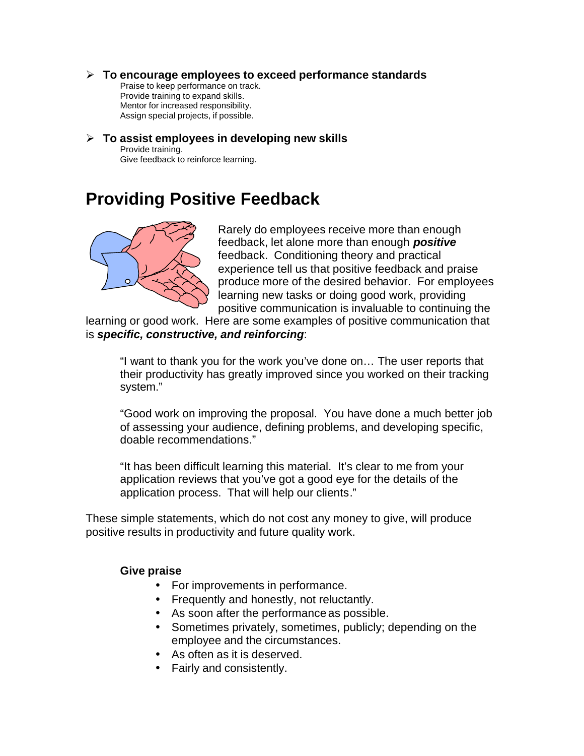- **To encourage employees to exceed performance standards**
  Praise to keep performance on track.
  Provide training to expand skills.
  Mentor for increased responsibility.
  Assign special projects, if possible.

- **To assist employees in developing new skills**
  Provide training.
  Give feedback to reinforce learning.

# Providing Positive Feedback

Rarely do employees receive more than enough feedback, let alone more than enough ***positive*** feedback. Conditioning theory and practical experience tell us that positive feedback and praise produce more of the desired behavior. For employees learning new tasks or doing good work, providing positive communication is invaluable to continuing the learning or good work. Here are some examples of positive communication that is ***specific, constructive, and reinforcing***:

> "I want to thank you for the work you've done on… The user reports that their productivity has greatly improved since you worked on their tracking system."
>
> "Good work on improving the proposal. You have done a much better job of assessing your audience, defining problems, and developing specific, doable recommendations."
>
> "It has been difficult learning this material. It's clear to me from your application reviews that you've got a good eye for the details of the application process. That will help our clients."

These simple statements, which do not cost any money to give, will produce positive results in productivity and future quality work.

**Give praise**

- For improvements in performance.
- Frequently and honestly, not reluctantly.
- As soon after the performance as possible.
- Sometimes privately, sometimes, publicly; depending on the employee and the circumstances.
- As often as it is deserved.
- Fairly and consistently.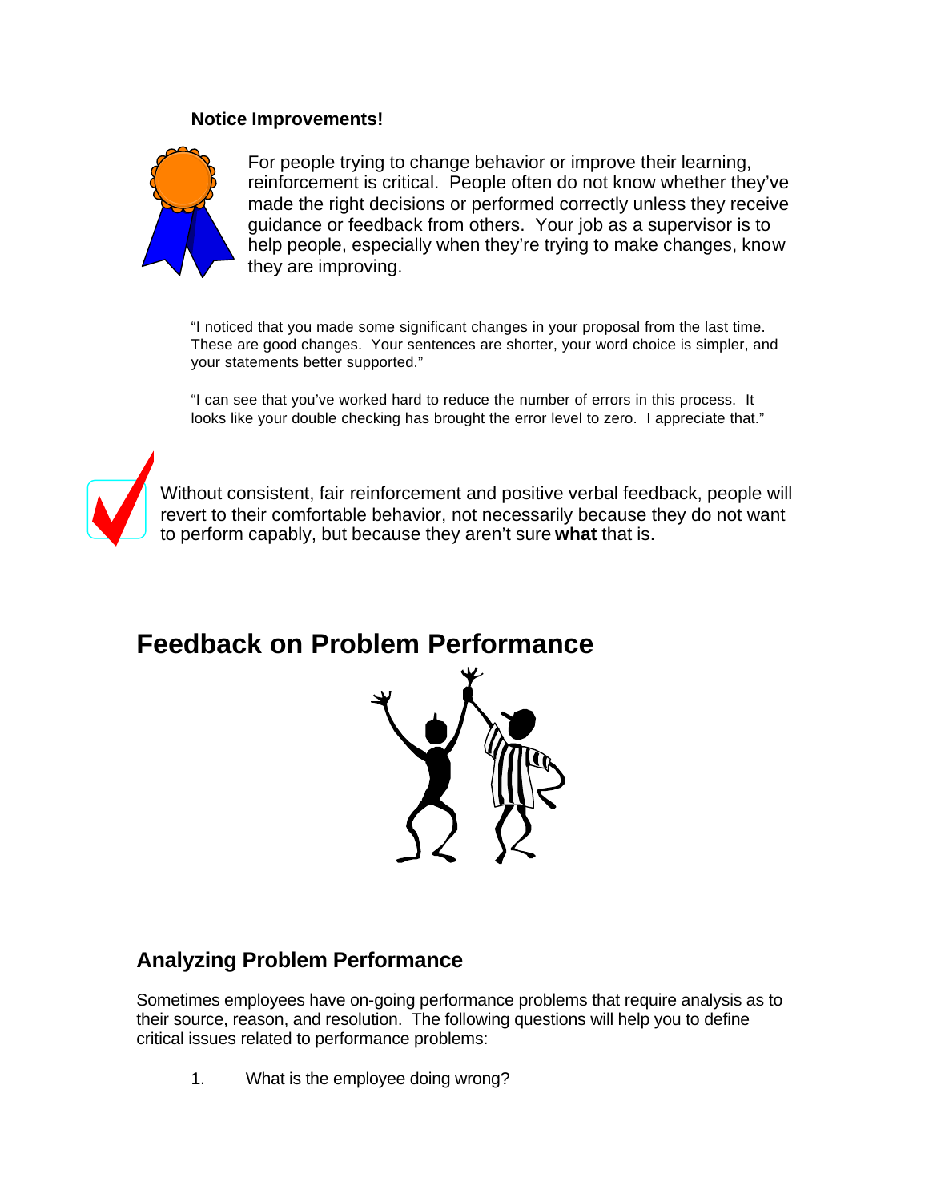**Notice Improvements!**

For people trying to change behavior or improve their learning, reinforcement is critical. People often do not know whether they've made the right decisions or performed correctly unless they receive guidance or feedback from others. Your job as a supervisor is to help people, especially when they're trying to make changes, know they are improving.

"I noticed that you made some significant changes in your proposal from the last time. These are good changes. Your sentences are shorter, your word choice is simpler, and your statements better supported."

"I can see that you've worked hard to reduce the number of errors in this process. It looks like your double checking has brought the error level to zero. I appreciate that."

Without consistent, fair reinforcement and positive verbal feedback, people will revert to their comfortable behavior, not necessarily because they do not want to perform capably, but because they aren't sure **what** that is.

# Feedback on Problem Performance

## Analyzing Problem Performance

Sometimes employees have on-going performance problems that require analysis as to their source, reason, and resolution. The following questions will help you to define critical issues related to performance problems:

1. What is the employee doing wrong?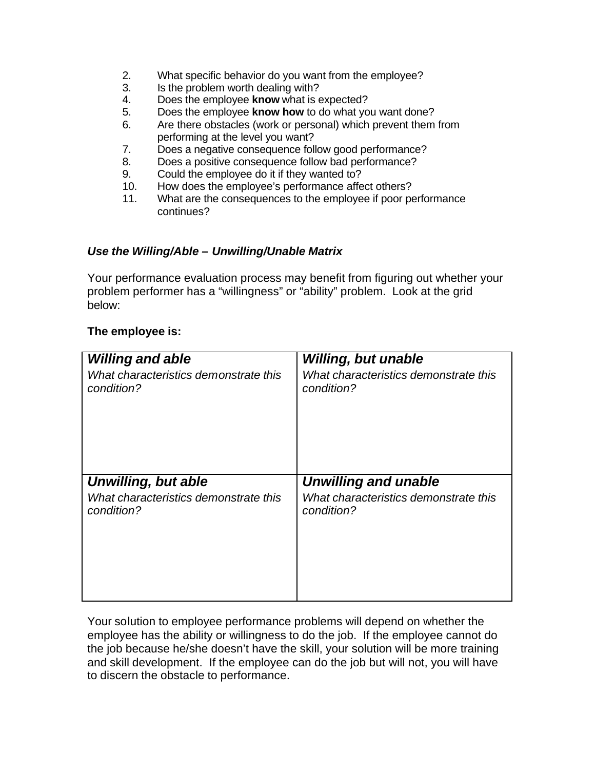2. What specific behavior do you want from the employee?
3. Is the problem worth dealing with?
4. Does the employee **know** what is expected?
5. Does the employee **know how** to do what you want done?
6. Are there obstacles (work or personal) which prevent them from performing at the level you want?
7. Does a negative consequence follow good performance?
8. Does a positive consequence follow bad performance?
9. Could the employee do it if they wanted to?
10. How does the employee's performance affect others?
11. What are the consequences to the employee if poor performance continues?

***Use the Willing/Able – Unwilling/Unable Matrix***

Your performance evaluation process may benefit from figuring out whether your problem performer has a "willingness" or "ability" problem. Look at the grid below:

**The employee is:**

| ***Willing and able*** | ***Willing, but unable*** |
| --- | --- |
| *What characteristics demonstrate this condition?* | *What characteristics demonstrate this condition?* |
| ***Unwilling, but able*** | ***Unwilling and unable*** |
| *What characteristics demonstrate this condition?* | *What characteristics demonstrate this condition?* |

Your solution to employee performance problems will depend on whether the employee has the ability or willingness to do the job. If the employee cannot do the job because he/she doesn't have the skill, your solution will be more training and skill development. If the employee can do the job but will not, you will have to discern the obstacle to performance.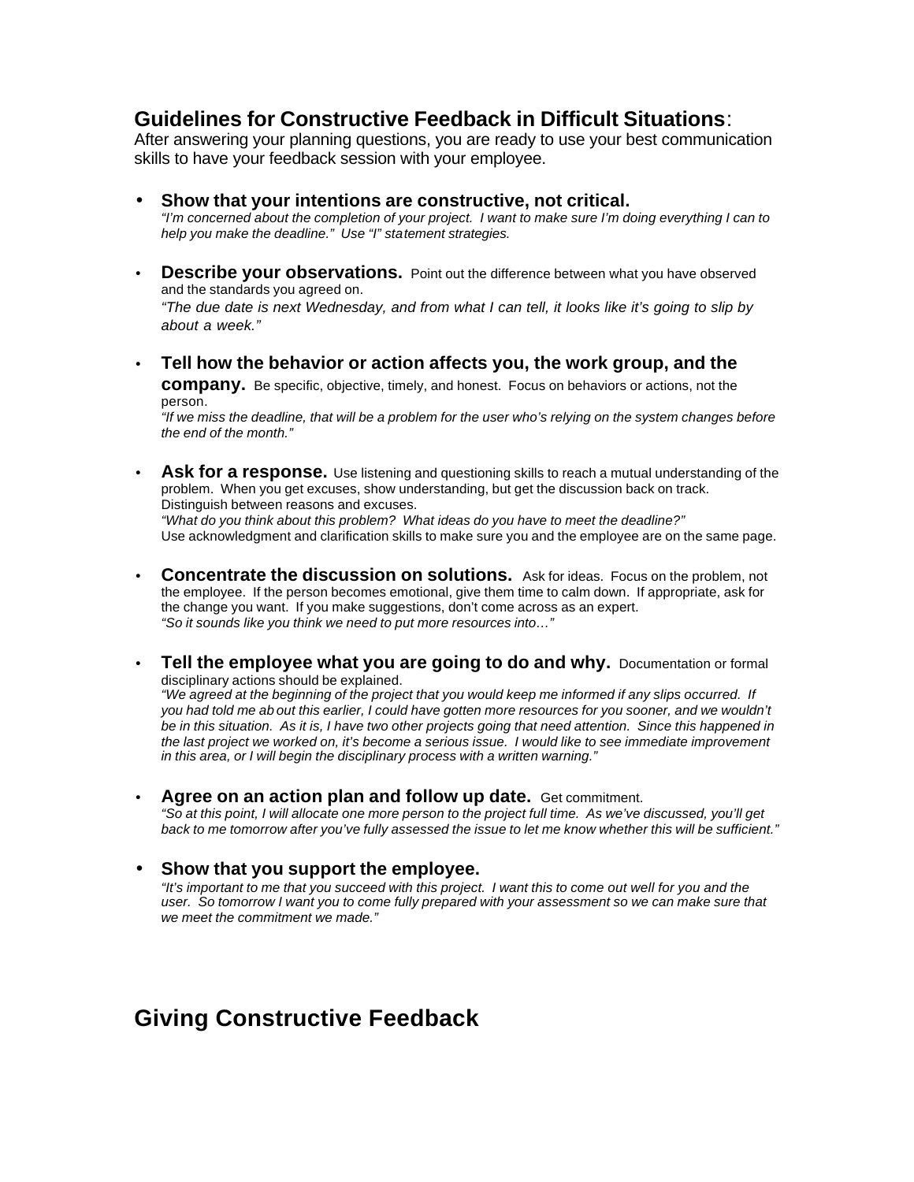## Guidelines for Constructive Feedback in Difficult Situations:

After answering your planning questions, you are ready to use your best communication skills to have your feedback session with your employee.

- **Show that your intentions are constructive, not critical.**
  *"I'm concerned about the completion of your project. I want to make sure I'm doing everything I can to help you make the deadline." Use "I" statement strategies.*

- **Describe your observations.** Point out the difference between what you have observed and the standards you agreed on.
  *"The due date is next Wednesday, and from what I can tell, it looks like it's going to slip by about a week."*

- **Tell how the behavior or action affects you, the work group, and the company.** Be specific, objective, timely, and honest. Focus on behaviors or actions, not the person.
  *"If we miss the deadline, that will be a problem for the user who's relying on the system changes before the end of the month."*

- **Ask for a response.** Use listening and questioning skills to reach a mutual understanding of the problem. When you get excuses, show understanding, but get the discussion back on track. Distinguish between reasons and excuses.
  *"What do you think about this problem? What ideas do you have to meet the deadline?"*
  Use acknowledgment and clarification skills to make sure you and the employee are on the same page.

- **Concentrate the discussion on solutions.** Ask for ideas. Focus on the problem, not the employee. If the person becomes emotional, give them time to calm down. If appropriate, ask for the change you want. If you make suggestions, don't come across as an expert.
  *"So it sounds like you think we need to put more resources into…"*

- **Tell the employee what you are going to do and why.** Documentation or formal disciplinary actions should be explained.
  *"We agreed at the beginning of the project that you would keep me informed if any slips occurred. If you had told me about this earlier, I could have gotten more resources for you sooner, and we wouldn't be in this situation. As it is, I have two other projects going that need attention. Since this happened in the last project we worked on, it's become a serious issue. I would like to see immediate improvement in this area, or I will begin the disciplinary process with a written warning."*

- **Agree on an action plan and follow up date.** Get commitment.
  *"So at this point, I will allocate one more person to the project full time. As we've discussed, you'll get back to me tomorrow after you've fully assessed the issue to let me know whether this will be sufficient."*

- **Show that you support the employee.**
  *"It's important to me that you succeed with this project. I want this to come out well for you and the user. So tomorrow I want you to come fully prepared with your assessment so we can make sure that we meet the commitment we made."*

# Giving Constructive Feedback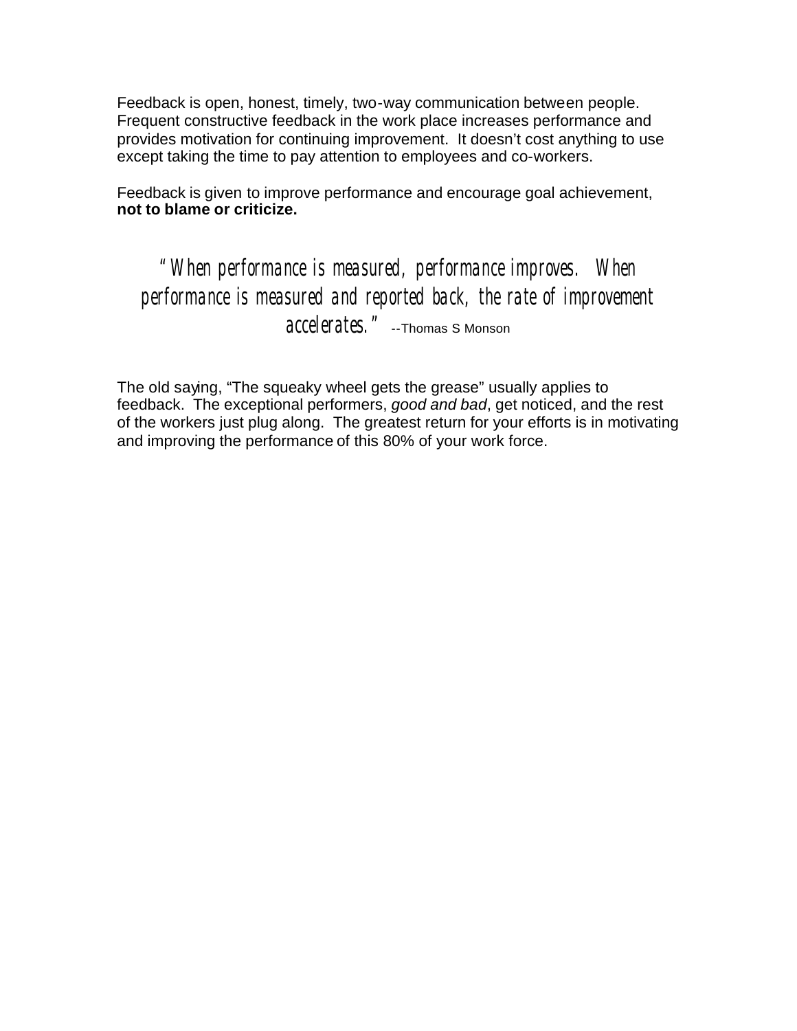Feedback is open, honest, timely, two-way communication between people. Frequent constructive feedback in the work place increases performance and provides motivation for continuing improvement. It doesn't cost anything to use except taking the time to pay attention to employees and co-workers.

Feedback is given to improve performance and encourage goal achievement, **not to blame or criticize.**

*"When performance is measured, performance improves. When performance is measured and reported back, the rate of improvement accelerates."* --Thomas S Monson

The old saying, "The squeaky wheel gets the grease" usually applies to feedback. The exceptional performers, *good and bad*, get noticed, and the rest of the workers just plug along. The greatest return for your efforts is in motivating and improving the performance of this 80% of your work force.